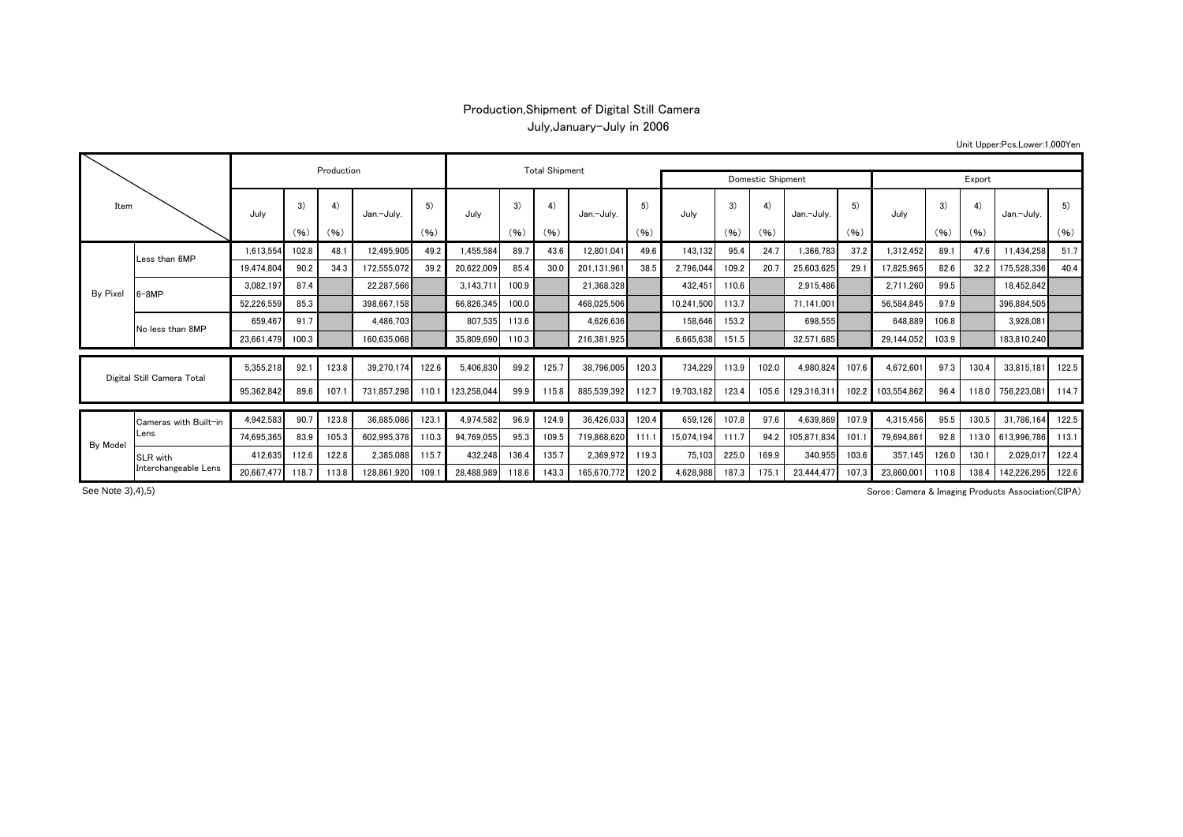# Production,Shipment of Digital Still Camera

July,January-July in 2006

Unit Upper:Pcs,Lower:1,000Yen

| Item | | Production | | | | | Total Shipment | | | | | Domestic Shipment | | | | | Export | | | | |
|---|---|---|---|---|---|---|---|---|---|---|---|---|---|---|---|---|---|---|---|---|---|
| | | July | 3) (%) | 4) (%) | Jan.-July. | 5) (%) | July | 3) (%) | 4) (%) | Jan.-July. | 5) (%) | July | 3) (%) | 4) (%) | Jan.-July. | 5) (%) | July | 3) (%) | 4) (%) | Jan.-July. | 5) (%) |
| By Pixel | Less than 6MP | 1,613,554 | 102.8 | 48.1 | 12,495,905 | 49.2 | 1,455,584 | 89.7 | 43.6 | 12,801,041 | 49.6 | 143,132 | 95.4 | 24.7 | 1,366,783 | 37.2 | 1,312,452 | 89.1 | 47.6 | 11,434,258 | 51.7 |
| | | 19,474,804 | 90.2 | 34.3 | 172,555,072 | 39.2 | 20,622,009 | 85.4 | 30.0 | 201,131,961 | 38.5 | 2,796,044 | 109.2 | 20.7 | 25,603,625 | 29.1 | 17,825,965 | 82.6 | 32.2 | 175,528,336 | 40.4 |
| | 6-8MP | 3,082,197 | 87.4 | | 22,287,566 | | 3,143,711 | 100.9 | | 21,368,328 | | 432,451 | 110.6 | | 2,915,486 | | 2,711,260 | 99.5 | | 18,452,842 | |
| | | 52,226,559 | 85.3 | | 398,667,158 | | 66,826,345 | 100.0 | | 468,025,506 | | 10,241,500 | 113.7 | | 71,141,001 | | 56,584,845 | 97.9 | | 396,884,505 | |
| | No less than 8MP | 659,467 | 91.7 | | 4,486,703 | | 807,535 | 113.6 | | 4,626,636 | | 158,646 | 153.2 | | 698,555 | | 648,889 | 106.8 | | 3,928,081 | |
| | | 23,661,479 | 100.3 | | 160,635,068 | | 35,809,690 | 110.3 | | 216,381,925 | | 6,665,638 | 151.5 | | 32,571,685 | | 29,144,052 | 103.9 | | 183,810,240 | |
| Digital Still Camera Total | | 5,355,218 | 92.1 | 123.8 | 39,270,174 | 122.6 | 5,406,830 | 99.2 | 125.7 | 38,796,005 | 120.3 | 734,229 | 113.9 | 102.0 | 4,980,824 | 107.6 | 4,672,601 | 97.3 | 130.4 | 33,815,181 | 122.5 |
| | | 95,362,842 | 89.6 | 107.1 | 731,857,298 | 110.1 | 123,258,044 | 99.9 | 115.8 | 885,539,392 | 112.7 | 19,703,182 | 123.4 | 105.6 | 129,316,311 | 102.2 | 103,554,862 | 96.4 | 118.0 | 756,223,081 | 114.7 |
| By Model | Cameras with Built-in Lens | 4,942,583 | 90.7 | 123.8 | 36,885,086 | 123.1 | 4,974,582 | 96.9 | 124.9 | 36,426,033 | 120.4 | 659,126 | 107.8 | 97.6 | 4,639,869 | 107.9 | 4,315,456 | 95.5 | 130.5 | 31,786,164 | 122.5 |
| | | 74,695,365 | 83.9 | 105.3 | 602,995,378 | 110.3 | 94,769,055 | 95.3 | 109.5 | 719,868,620 | 111.1 | 15,074,194 | 111.7 | 94.2 | 105,871,834 | 101.1 | 79,694,861 | 92.8 | 113.0 | 613,996,786 | 113.1 |
| | SLR with Interchangeable Lens | 412,635 | 112.6 | 122.8 | 2,385,088 | 115.7 | 432,248 | 136.4 | 135.7 | 2,369,972 | 119.3 | 75,103 | 225.0 | 169.9 | 340,955 | 103.6 | 357,145 | 126.0 | 130.1 | 2,029,017 | 122.4 |
| | | 20,667,477 | 118.7 | 113.8 | 128,861,920 | 109.1 | 28,488,989 | 118.6 | 143.3 | 165,670,772 | 120.2 | 4,628,988 | 187.3 | 175.1 | 23,444,477 | 107.3 | 23,860,001 | 110.8 | 138.4 | 142,226,295 | 122.6 |

See Note 3),4),5)

Sorce:Camera & Imaging Products Association(CIPA)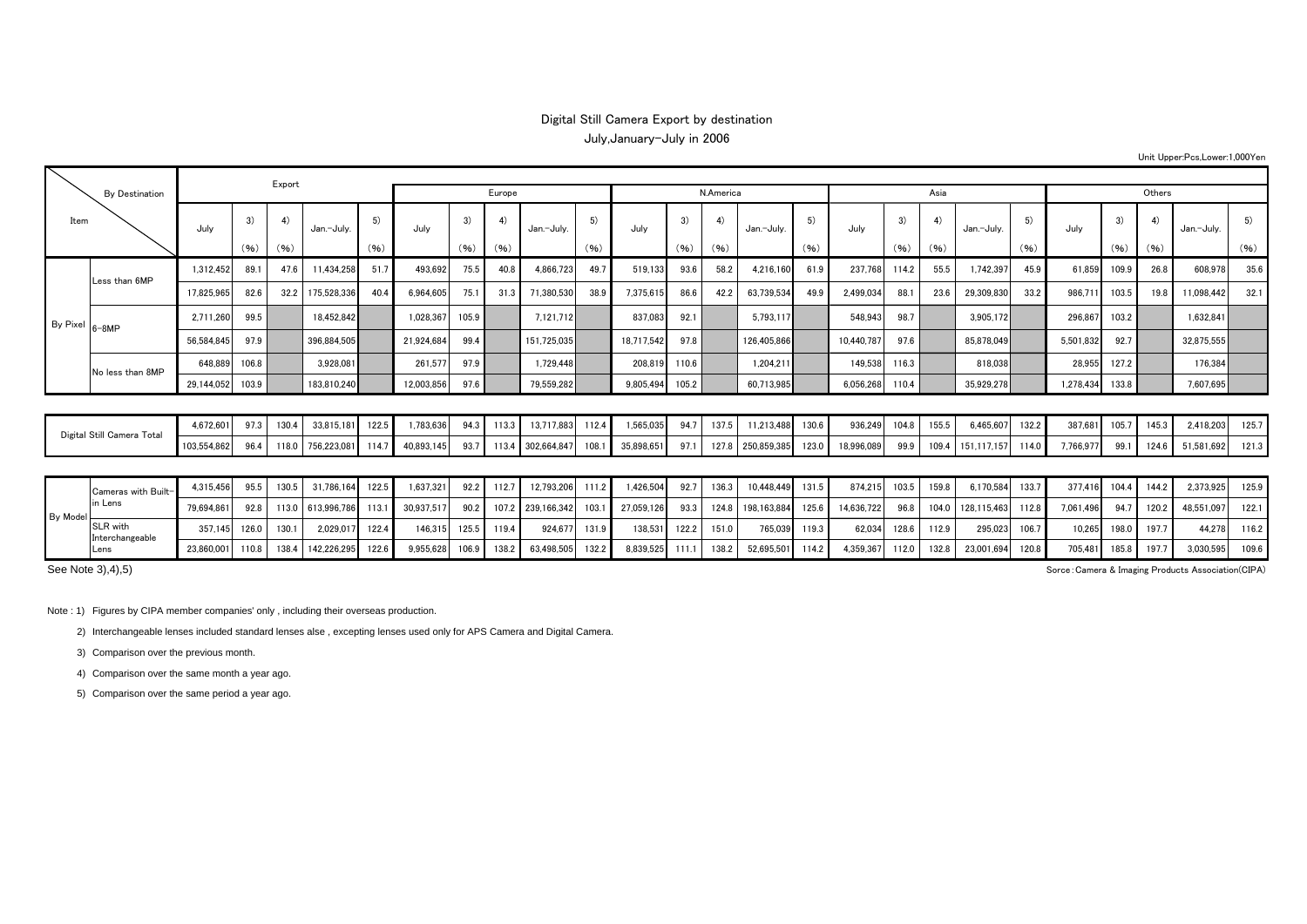# Digital Still Camera Export by destination

July,January-July in 2006

Unit Upper:Pcs,Lower:1,000Yen

| Item | | Export | | | | | Europe | | | | | N.America | | | | | Asia | | | | | Others | | | | |
|---|---|---|---|---|---|---|---|---|---|---|---|---|---|---|---|---|---|---|---|---|---|---|---|---|---|---|
| | | July | 3) (%) | 4) (%) | Jan.-July. | 5) (%) | July | 3) (%) | 4) (%) | Jan.-July. | 5) (%) | July | 3) (%) | 4) (%) | Jan.-July. | 5) (%) | July | 3) (%) | 4) (%) | Jan.-July. | 5) (%) | July | 3) (%) | 4) (%) | Jan.-July. | 5) (%) |
| By Pixel | Less than 6MP | 1,312,452 | 89.1 | 47.6 | 11,434,258 | 51.7 | 493,692 | 75.5 | 40.8 | 4,866,723 | 49.7 | 519,133 | 93.6 | 58.2 | 4,216,160 | 61.9 | 237,768 | 114.2 | 55.5 | 1,742,397 | 45.9 | 61,859 | 109.9 | 26.8 | 608,978 | 35.6 |
| | | 17,825,965 | 82.6 | 32.2 | 175,528,336 | 40.4 | 6,964,605 | 75.1 | 31.3 | 71,380,530 | 38.9 | 7,375,615 | 86.6 | 42.2 | 63,739,534 | 49.9 | 2,499,034 | 88.1 | 23.6 | 29,309,830 | 33.2 | 986,711 | 103.5 | 19.8 | 11,098,442 | 32.1 |
| | 6-8MP | 2,711,260 | 99.5 | | 18,452,842 | | 1,028,367 | 105.9 | | 7,121,712 | | 837,083 | 92.1 | | 5,793,117 | | 548,943 | 98.7 | | 3,905,172 | | 296,867 | 103.2 | | 1,632,841 | |
| | | 56,584,845 | 97.9 | | 396,884,505 | | 21,924,684 | 99.4 | | 151,725,035 | | 18,717,542 | 97.8 | | 126,405,866 | | 10,440,787 | 97.6 | | 85,878,049 | | 5,501,832 | 92.7 | | 32,875,555 | |
| | No less than 8MP | 648,889 | 106.8 | | 3,928,081 | | 261,577 | 97.9 | | 1,729,448 | | 208,819 | 110.6 | | 1,204,211 | | 149,538 | 116.3 | | 818,038 | | 28,955 | 127.2 | | 176,384 | |
| | | 29,144,052 | 103.9 | | 183,810,240 | | 12,003,856 | 97.6 | | 79,559,282 | | 9,805,494 | 105.2 | | 60,713,985 | | 6,056,268 | 110.4 | | 35,929,278 | | 1,278,434 | 133.8 | | 7,607,695 | |
| Digital Still Camera Total | | 4,672,601 | 97.3 | 130.4 | 33,815,181 | 122.5 | 1,783,636 | 94.3 | 113.3 | 13,717,883 | 112.4 | 1,565,035 | 94.7 | 137.5 | 11,213,488 | 130.6 | 936,249 | 104.8 | 155.5 | 6,465,607 | 132.2 | 387,681 | 105.7 | 145.3 | 2,418,203 | 125.7 |
| | | 103,554,862 | 96.4 | 118.0 | 756,223,081 | 114.7 | 40,893,145 | 93.7 | 113.4 | 302,664,847 | 108.1 | 35,898,651 | 97.1 | 127.8 | 250,859,385 | 123.0 | 18,996,089 | 99.9 | 109.4 | 151,117,157 | 114.0 | 7,766,977 | 99.1 | 124.6 | 51,581,692 | 121.3 |
| By Model | Cameras with Built-in Lens | 4,315,456 | 95.5 | 130.5 | 31,786,164 | 122.5 | 1,637,321 | 92.2 | 112.7 | 12,793,206 | 111.2 | 1,426,504 | 92.7 | 136.3 | 10,448,449 | 131.5 | 874,215 | 103.5 | 159.8 | 6,170,584 | 133.7 | 377,416 | 104.4 | 144.2 | 2,373,925 | 125.9 |
| | | 79,694,861 | 92.8 | 113.0 | 613,996,786 | 113.1 | 30,937,517 | 90.2 | 107.2 | 239,166,342 | 103.1 | 27,059,126 | 93.3 | 124.8 | 198,163,884 | 125.6 | 14,636,722 | 96.8 | 104.0 | 128,115,463 | 112.8 | 7,061,496 | 94.7 | 120.2 | 48,551,097 | 122.1 |
| | SLR with Interchangeable Lens | 357,145 | 126.0 | 130.1 | 2,029,017 | 122.4 | 146,315 | 125.5 | 119.4 | 924,677 | 131.9 | 138,531 | 122.2 | 151.0 | 765,039 | 119.3 | 62,034 | 128.6 | 112.9 | 295,023 | 106.7 | 10,265 | 198.0 | 197.7 | 44,278 | 116.2 |
| | | 23,860,001 | 110.8 | 138.4 | 142,226,295 | 122.6 | 9,955,628 | 106.9 | 138.2 | 63,498,505 | 132.2 | 8,839,525 | 111.1 | 138.2 | 52,695,501 | 114.2 | 4,359,367 | 112.0 | 132.8 | 23,001,694 | 120.8 | 705,481 | 185.8 | 197.7 | 3,030,595 | 109.6 |

See Note 3),4),5)

Sorce:Camera & Imaging Products Association(CIPA)

Note : 1) Figures by CIPA member companies' only , including their overseas production.

2) Interchangeable lenses included standard lenses alse , excepting lenses used only for APS Camera and Digital Camera.

3) Comparison over the previous month.

4) Comparison over the same month a year ago.

5) Comparison over the same period a year ago.